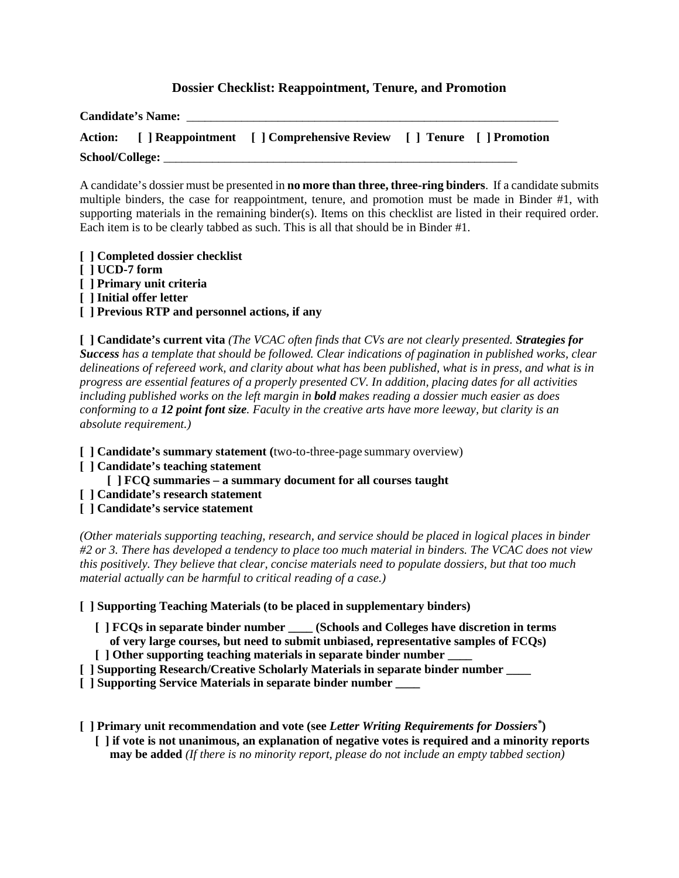## Dossier Checklist: Reappointment, Tenure, and Promotion

**Candidate's Name:** _______________________________________________________________

**Action: [ ] Reappointment [ ] Comprehensive Review [ ] Tenure [ ] Promotion**

**School/College:** ____________________________________________________________

A candidate's dossier must be presented in **no more than three, three-ring binders**. If a candidate submits multiple binders, the case for reappointment, tenure, and promotion must be made in Binder #1, with supporting materials in the remaining binder(s). Items on this checklist are listed in their required order. Each item is to be clearly tabbed as such. This is all that should be in Binder #1.

**[ ] Completed dossier checklist**
**[ ] UCD-7 form**
**[ ] Primary unit criteria**
**[ ] Initial offer letter**
**[ ] Previous RTP and personnel actions, if any**

**[ ] Candidate's current vita** *(The VCAC often finds that CVs are not clearly presented.* ***Strategies for Success*** *has a template that should be followed. Clear indications of pagination in published works, clear delineations of refereed work, and clarity about what has been published, what is in press, and what is in progress are essential features of a properly presented CV. In addition, placing dates for all activities including published works on the left margin in* ***bold*** *makes reading a dossier much easier as does conforming to a* ***12 point font size****. Faculty in the creative arts have more leeway, but clarity is an absolute requirement.)*

**[ ] Candidate's summary statement (**two-to-three-page summary overview)
**[ ] Candidate's teaching statement**
  **[ ] FCQ summaries – a summary document for all courses taught**
**[ ] Candidate's research statement**
**[ ] Candidate's service statement**

*(Other materials supporting teaching, research, and service should be placed in logical places in binder #2 or 3. There has developed a tendency to place too much material in binders. The VCAC does not view this positively. They believe that clear, concise materials need to populate dossiers, but that too much material actually can be harmful to critical reading of a case.)*

**[ ] Supporting Teaching Materials (to be placed in supplementary binders)**

  **[ ] FCQs in separate binder number ____ (Schools and Colleges have discretion in terms of very large courses, but need to submit unbiased, representative samples of FCQs)**
  **[ ] Other supporting teaching materials in separate binder number ____**
**[ ] Supporting Research/Creative Scholarly Materials in separate binder number ____**
**[ ] Supporting Service Materials in separate binder number ____**

**[ ] Primary unit recommendation and vote (see** ***Letter Writing Requirements for Dossiers**** **)**
  **[ ] if vote is not unanimous, an explanation of negative votes is required and a minority reports may be added** *(If there is no minority report, please do not include an empty tabbed section)*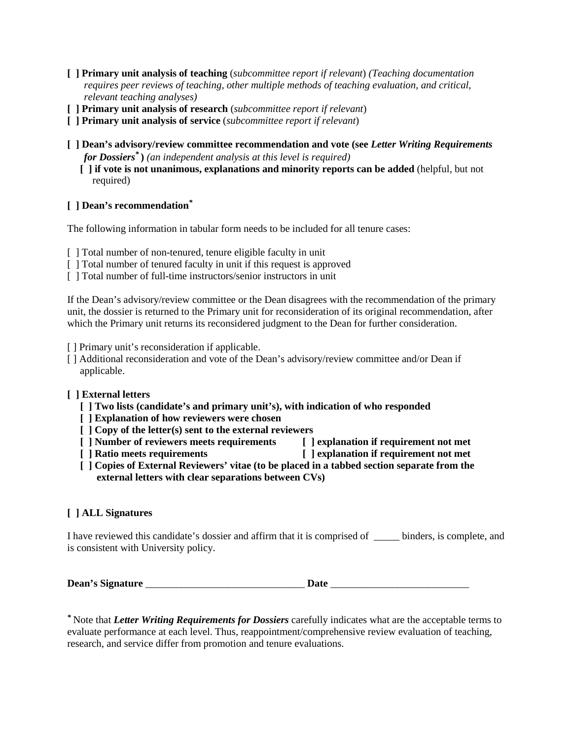**[ ] Primary unit analysis of teaching** (*subcommittee report if relevant*) *(Teaching documentation requires peer reviews of teaching, other multiple methods of teaching evaluation, and critical, relevant teaching analyses)*
**[ ] Primary unit analysis of research** (*subcommittee report if relevant*)
**[ ] Primary unit analysis of service** (*subcommittee report if relevant*)

**[ ] Dean's advisory/review committee recommendation and vote (see *Letter Writing Requirements for Dossiers*[*] )** *(an independent analysis at this level is required)*
**[ ] if vote is not unanimous, explanations and minority reports can be added** (helpful, but not required)

**[ ] Dean's recommendation[*]**

The following information in tabular form needs to be included for all tenure cases:

[ ] Total number of non-tenured, tenure eligible faculty in unit
[ ] Total number of tenured faculty in unit if this request is approved
[ ] Total number of full-time instructors/senior instructors in unit

If the Dean's advisory/review committee or the Dean disagrees with the recommendation of the primary unit, the dossier is returned to the Primary unit for reconsideration of its original recommendation, after which the Primary unit returns its reconsidered judgment to the Dean for further consideration.

[ ] Primary unit's reconsideration if applicable.
[ ] Additional reconsideration and vote of the Dean's advisory/review committee and/or Dean if applicable.

**[ ] External letters**
**[ ] Two lists (candidate's and primary unit's), with indication of who responded**
**[ ] Explanation of how reviewers were chosen**
**[ ] Copy of the letter(s) sent to the external reviewers**
**[ ] Number of reviewers meets requirements** **[ ] explanation if requirement not met**
**[ ] Ratio meets requirements** **[ ] explanation if requirement not met**
**[ ] Copies of External Reviewers' vitae (to be placed in a tabbed section separate from the external letters with clear separations between CVs)**

**[ ] ALL Signatures**

I have reviewed this candidate's dossier and affirm that it is comprised of _____ binders, is complete, and is consistent with University policy.

**Dean's Signature** _______________________________ **Date** ___________________________

[*] Note that ***Letter Writing Requirements for Dossiers*** carefully indicates what are the acceptable terms to evaluate performance at each level. Thus, reappointment/comprehensive review evaluation of teaching, research, and service differ from promotion and tenure evaluations.